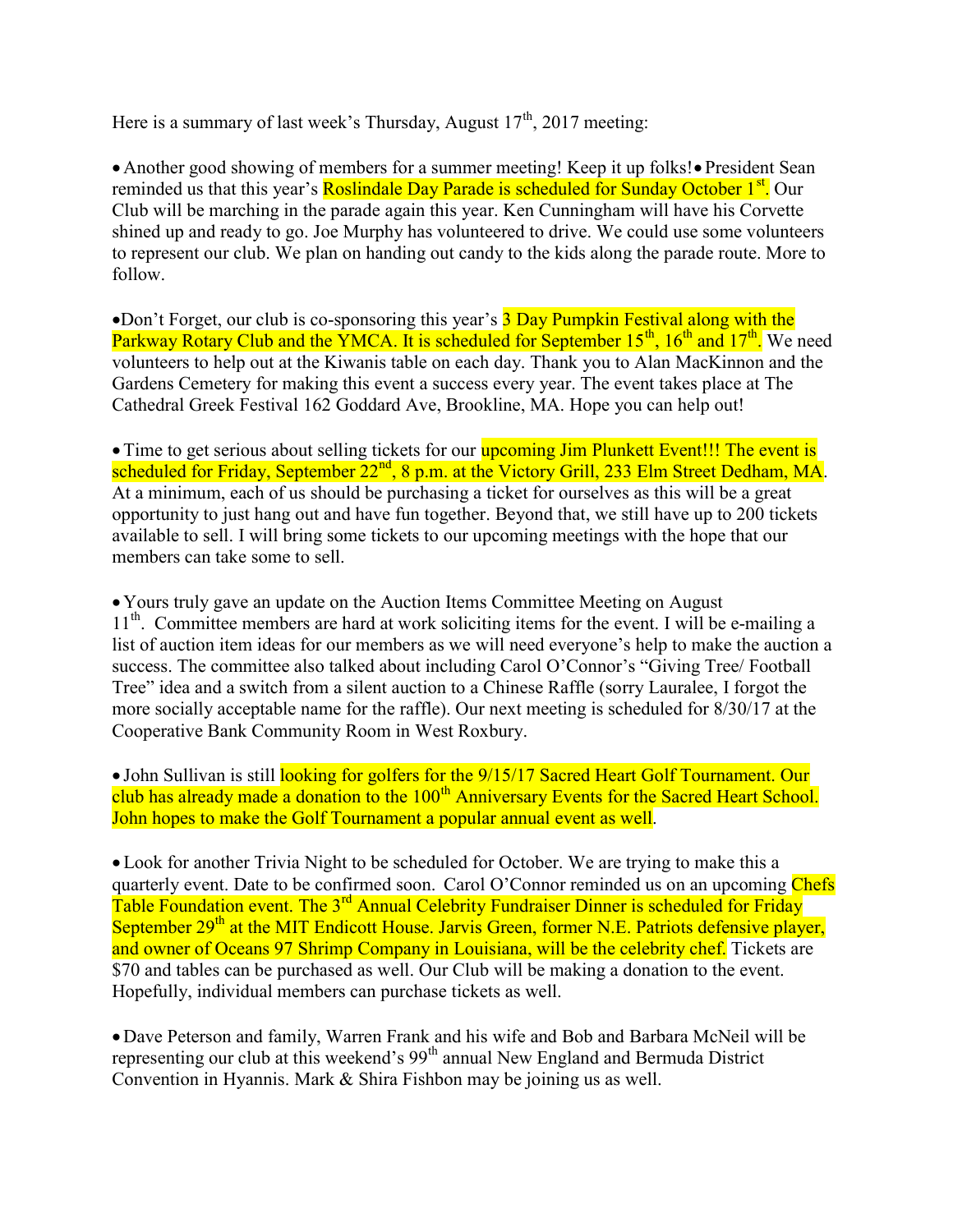Here is a summary of last week's Thursday, August 17th, 2017 meeting:

- Another good showing of members for a summer meeting! Keep it up folks!
- President Sean reminded us that this year's Roslindale Day Parade is scheduled for Sunday October 1st. Our Club will be marching in the parade again this year. Ken Cunningham will have his Corvette shined up and ready to go. Joe Murphy has volunteered to drive. We could use some volunteers to represent our club. We plan on handing out candy to the kids along the parade route. More to follow.

- Don't Forget, our club is co-sponsoring this year's 3 Day Pumpkin Festival along with the Parkway Rotary Club and the YMCA. It is scheduled for September 15th, 16th and 17th. We need volunteers to help out at the Kiwanis table on each day. Thank you to Alan MacKinnon and the Gardens Cemetery for making this event a success every year. The event takes place at The Cathedral Greek Festival 162 Goddard Ave, Brookline, MA. Hope you can help out!

- Time to get serious about selling tickets for our upcoming Jim Plunkett Event!!! The event is scheduled for Friday, September 22nd, 8 p.m. at the Victory Grill, 233 Elm Street Dedham, MA. At a minimum, each of us should be purchasing a ticket for ourselves as this will be a great opportunity to just hang out and have fun together. Beyond that, we still have up to 200 tickets available to sell. I will bring some tickets to our upcoming meetings with the hope that our members can take some to sell.

- Yours truly gave an update on the Auction Items Committee Meeting on August 11th. Committee members are hard at work soliciting items for the event. I will be e-mailing a list of auction item ideas for our members as we will need everyone's help to make the auction a success. The committee also talked about including Carol O'Connor's "Giving Tree/ Football Tree" idea and a switch from a silent auction to a Chinese Raffle (sorry Lauralee, I forgot the more socially acceptable name for the raffle). Our next meeting is scheduled for 8/30/17 at the Cooperative Bank Community Room in West Roxbury.

- John Sullivan is still looking for golfers for the 9/15/17 Sacred Heart Golf Tournament. Our club has already made a donation to the 100th Anniversary Events for the Sacred Heart School. John hopes to make the Golf Tournament a popular annual event as well.

- Look for another Trivia Night to be scheduled for October. We are trying to make this a quarterly event. Date to be confirmed soon. Carol O'Connor reminded us on an upcoming Chefs Table Foundation event. The 3rd Annual Celebrity Fundraiser Dinner is scheduled for Friday September 29th at the MIT Endicott House. Jarvis Green, former N.E. Patriots defensive player, and owner of Oceans 97 Shrimp Company in Louisiana, will be the celebrity chef. Tickets are $70 and tables can be purchased as well. Our Club will be making a donation to the event. Hopefully, individual members can purchase tickets as well.

- Dave Peterson and family, Warren Frank and his wife and Bob and Barbara McNeil will be representing our club at this weekend's 99th annual New England and Bermuda District Convention in Hyannis. Mark & Shira Fishbon may be joining us as well.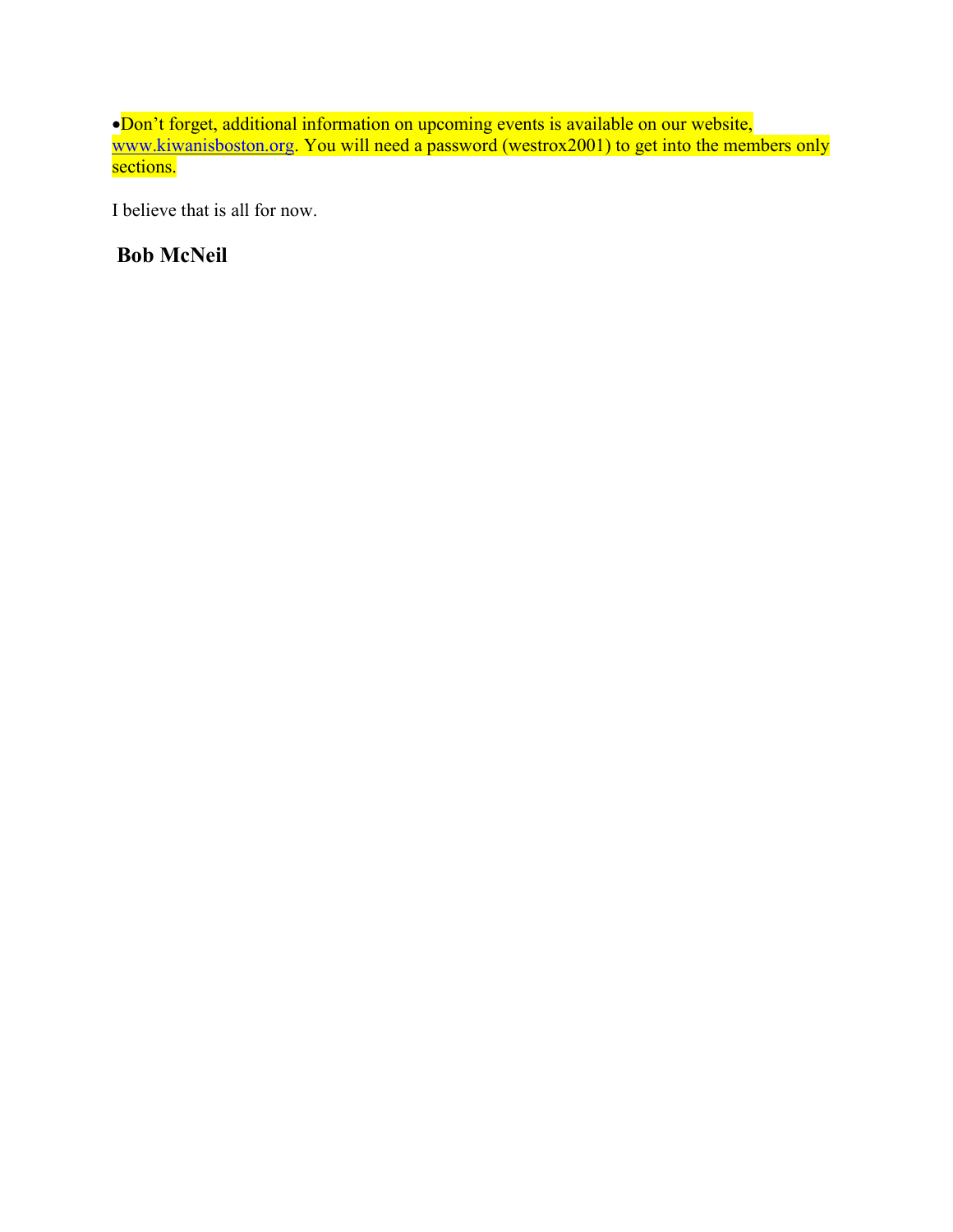• Don't forget, additional information on upcoming events is available on our website, www.kiwanisboston.org. You will need a password (westrox2001) to get into the members only sections.

I believe that is all for now.

**Bob McNeil**